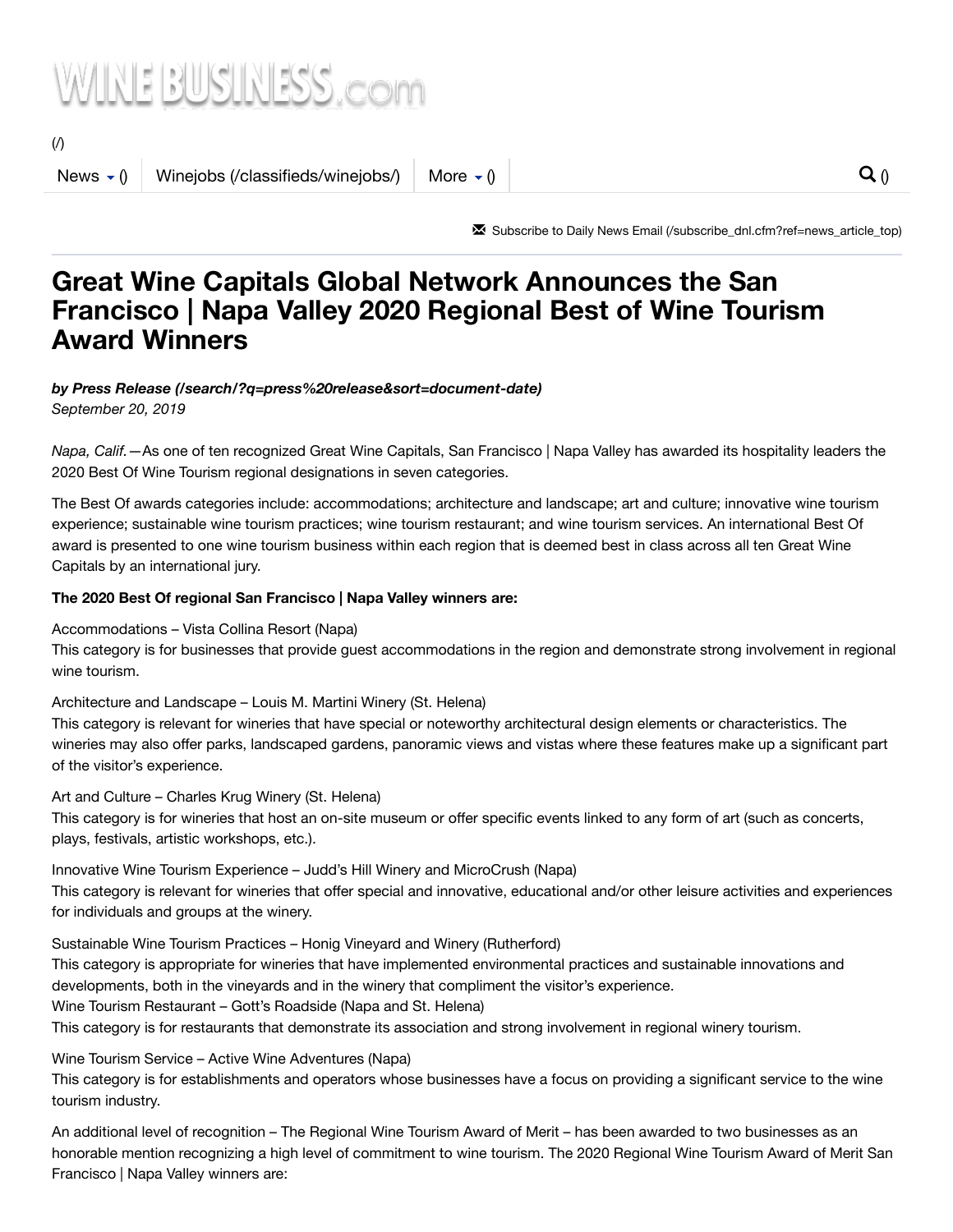WINE BUSINESS.com

(/)

News ▾ () | Winejobs (/classifieds/winejobs/) | More ▾ ()

Subscribe to Daily News Email (/subscribe_dnl.cfm?ref=news_article_top)

# Great Wine Capitals Global Network Announces the San Francisco | Napa Valley 2020 Regional Best of Wine Tourism Award Winners

***by Press Release (/search/?q=press%20release&sort=document-date)***
*September 20, 2019*

*Napa, Calif.*—As one of ten recognized Great Wine Capitals, San Francisco | Napa Valley has awarded its hospitality leaders the 2020 Best Of Wine Tourism regional designations in seven categories.

The Best Of awards categories include: accommodations; architecture and landscape; art and culture; innovative wine tourism experience; sustainable wine tourism practices; wine tourism restaurant; and wine tourism services. An international Best Of award is presented to one wine tourism business within each region that is deemed best in class across all ten Great Wine Capitals by an international jury.

**The 2020 Best Of regional San Francisco | Napa Valley winners are:**

Accommodations – Vista Collina Resort (Napa)
This category is for businesses that provide guest accommodations in the region and demonstrate strong involvement in regional wine tourism.

Architecture and Landscape – Louis M. Martini Winery (St. Helena)
This category is relevant for wineries that have special or noteworthy architectural design elements or characteristics. The wineries may also offer parks, landscaped gardens, panoramic views and vistas where these features make up a significant part of the visitor's experience.

Art and Culture – Charles Krug Winery (St. Helena)
This category is for wineries that host an on-site museum or offer specific events linked to any form of art (such as concerts, plays, festivals, artistic workshops, etc.).

Innovative Wine Tourism Experience – Judd's Hill Winery and MicroCrush (Napa)
This category is relevant for wineries that offer special and innovative, educational and/or other leisure activities and experiences for individuals and groups at the winery.

Sustainable Wine Tourism Practices – Honig Vineyard and Winery (Rutherford)
This category is appropriate for wineries that have implemented environmental practices and sustainable innovations and developments, both in the vineyards and in the winery that compliment the visitor's experience.
Wine Tourism Restaurant – Gott's Roadside (Napa and St. Helena)
This category is for restaurants that demonstrate its association and strong involvement in regional winery tourism.

Wine Tourism Service – Active Wine Adventures (Napa)
This category is for establishments and operators whose businesses have a focus on providing a significant service to the wine tourism industry.

An additional level of recognition – The Regional Wine Tourism Award of Merit – has been awarded to two businesses as an honorable mention recognizing a high level of commitment to wine tourism. The 2020 Regional Wine Tourism Award of Merit San Francisco | Napa Valley winners are: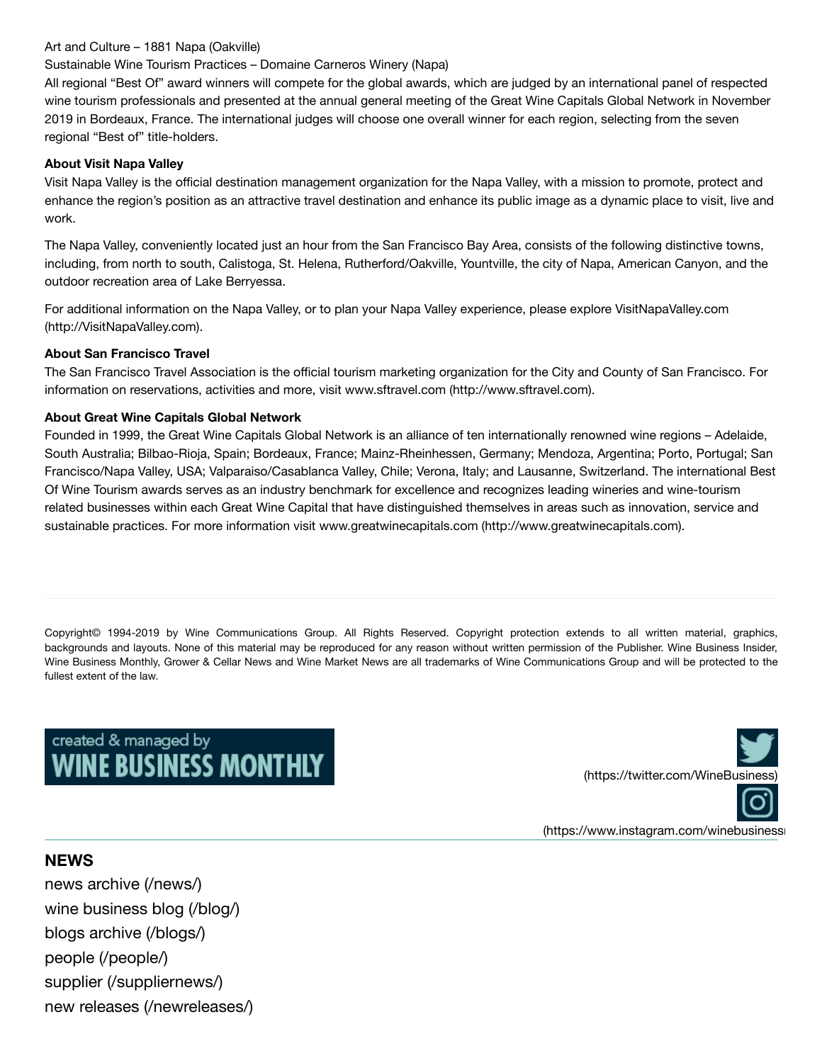Art and Culture – 1881 Napa (Oakville)

Sustainable Wine Tourism Practices – Domaine Carneros Winery (Napa)

All regional "Best Of" award winners will compete for the global awards, which are judged by an international panel of respected wine tourism professionals and presented at the annual general meeting of the Great Wine Capitals Global Network in November 2019 in Bordeaux, France. The international judges will choose one overall winner for each region, selecting from the seven regional "Best of" title-holders.

**About Visit Napa Valley**

Visit Napa Valley is the official destination management organization for the Napa Valley, with a mission to promote, protect and enhance the region's position as an attractive travel destination and enhance its public image as a dynamic place to visit, live and work.

The Napa Valley, conveniently located just an hour from the San Francisco Bay Area, consists of the following distinctive towns, including, from north to south, Calistoga, St. Helena, Rutherford/Oakville, Yountville, the city of Napa, American Canyon, and the outdoor recreation area of Lake Berryessa.

For additional information on the Napa Valley, or to plan your Napa Valley experience, please explore VisitNapaValley.com (http://VisitNapaValley.com).

**About San Francisco Travel**

The San Francisco Travel Association is the official tourism marketing organization for the City and County of San Francisco. For information on reservations, activities and more, visit www.sftravel.com (http://www.sftravel.com).

**About Great Wine Capitals Global Network**

Founded in 1999, the Great Wine Capitals Global Network is an alliance of ten internationally renowned wine regions – Adelaide, South Australia; Bilbao-Rioja, Spain; Bordeaux, France; Mainz-Rheinhessen, Germany; Mendoza, Argentina; Porto, Portugal; San Francisco/Napa Valley, USA; Valparaiso/Casablanca Valley, Chile; Verona, Italy; and Lausanne, Switzerland. The international Best Of Wine Tourism awards serves as an industry benchmark for excellence and recognizes leading wineries and wine-tourism related businesses within each Great Wine Capital that have distinguished themselves in areas such as innovation, service and sustainable practices. For more information visit www.greatwinecapitals.com (http://www.greatwinecapitals.com).

---

Copyright© 1994-2019 by Wine Communications Group. All Rights Reserved. Copyright protection extends to all written material, graphics, backgrounds and layouts. None of this material may be reproduced for any reason without written permission of the Publisher. Wine Business Insider, Wine Business Monthly, Grower & Cellar News and Wine Market News are all trademarks of Wine Communications Group and will be protected to the fullest extent of the law.

created & managed by WINE BUSINESS MONTHLY

(https://twitter.com/WineBusiness)

(https://www.instagram.com/winebusiness

## NEWS

news archive (/news/)

wine business blog (/blog/)

blogs archive (/blogs/)

people (/people/)

supplier (/suppliernews/)

new releases (/newreleases/)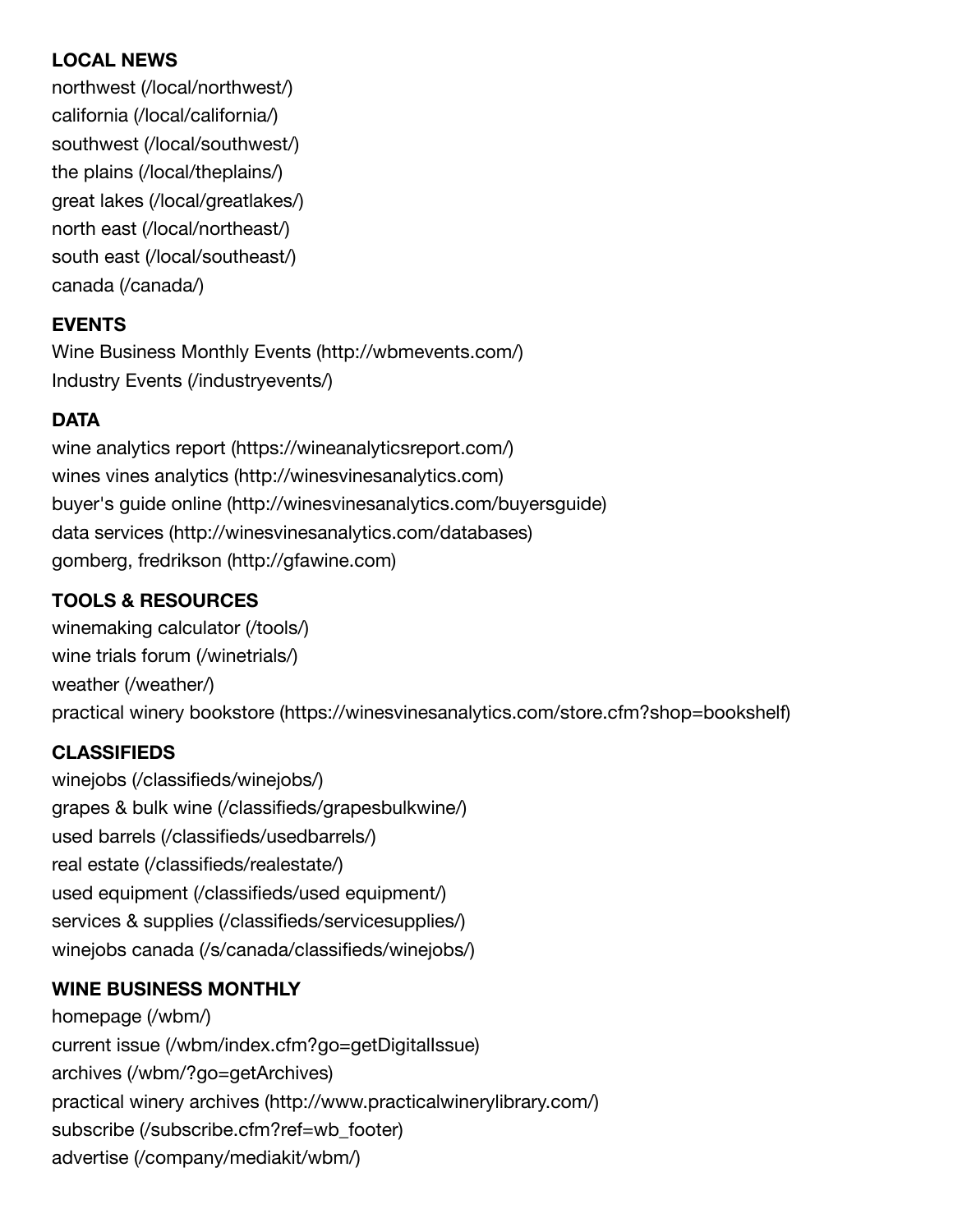**LOCAL NEWS**

northwest (/local/northwest/)
california (/local/california/)
southwest (/local/southwest/)
the plains (/local/theplains/)
great lakes (/local/greatlakes/)
north east (/local/northeast/)
south east (/local/southeast/)
canada (/canada/)

**EVENTS**

Wine Business Monthly Events (http://wbmevents.com/)
Industry Events (/industryevents/)

**DATA**

wine analytics report (https://wineanalyticsreport.com/)
wines vines analytics (http://winesvinesanalytics.com)
buyer's guide online (http://winesvinesanalytics.com/buyersguide)
data services (http://winesvinesanalytics.com/databases)
gomberg, fredrikson (http://gfawine.com)

**TOOLS & RESOURCES**

winemaking calculator (/tools/)
wine trials forum (/winetrials/)
weather (/weather/)
practical winery bookstore (https://winesvinesanalytics.com/store.cfm?shop=bookshelf)

**CLASSIFIEDS**

winejobs (/classifieds/winejobs/)
grapes & bulk wine (/classifieds/grapesbulkwine/)
used barrels (/classifieds/usedbarrels/)
real estate (/classifieds/realestate/)
used equipment (/classifieds/used equipment/)
services & supplies (/classifieds/servicesupplies/)
winejobs canada (/s/canada/classifieds/winejobs/)

**WINE BUSINESS MONTHLY**

homepage (/wbm/)
current issue (/wbm/index.cfm?go=getDigitalIssue)
archives (/wbm/?go=getArchives)
practical winery archives (http://www.practicalwinerylibrary.com/)
subscribe (/subscribe.cfm?ref=wb_footer)
advertise (/company/mediakit/wbm/)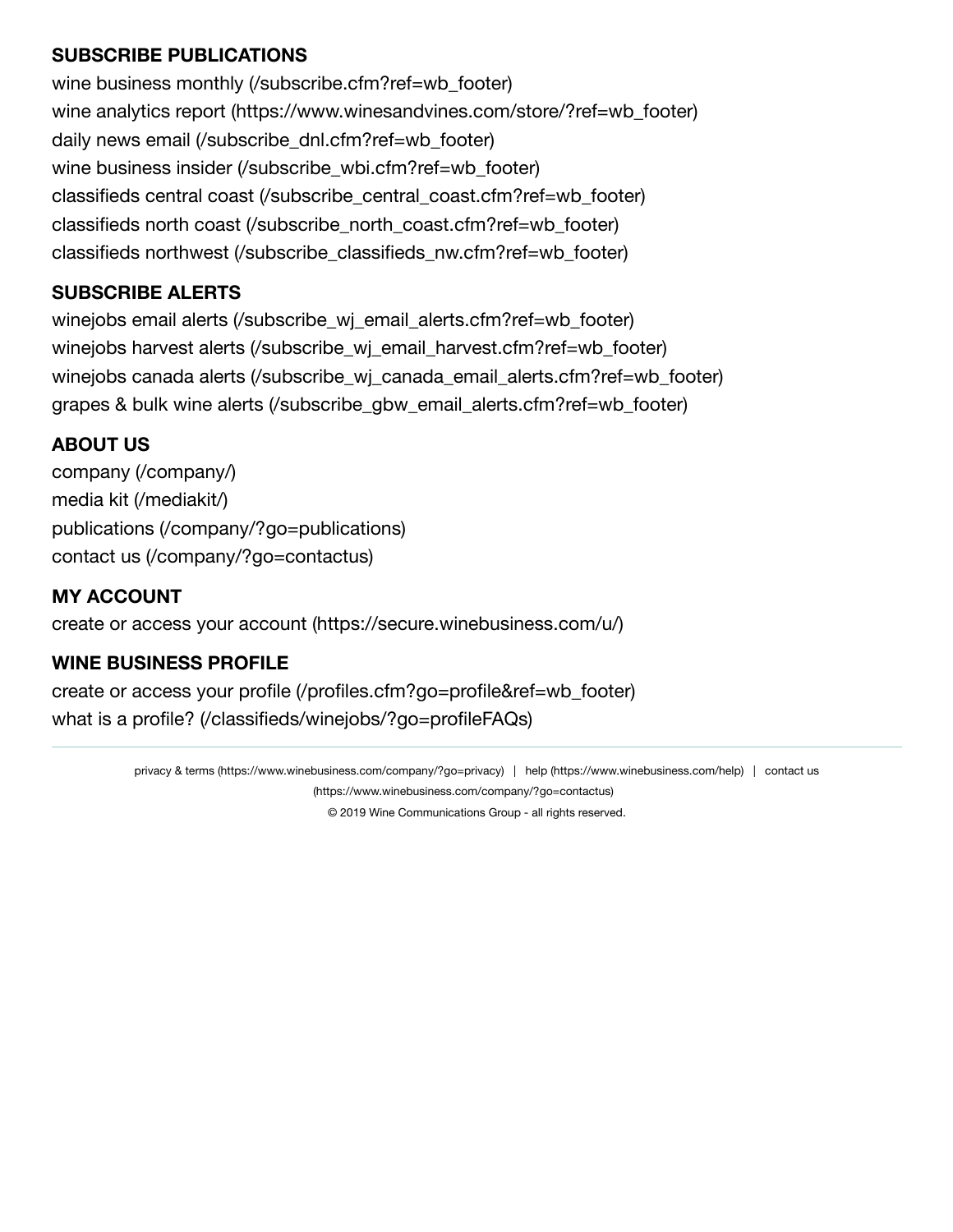### SUBSCRIBE PUBLICATIONS

wine business monthly (/subscribe.cfm?ref=wb_footer)
wine analytics report (https://www.winesandvines.com/store/?ref=wb_footer)
daily news email (/subscribe_dnl.cfm?ref=wb_footer)
wine business insider (/subscribe_wbi.cfm?ref=wb_footer)
classifieds central coast (/subscribe_central_coast.cfm?ref=wb_footer)
classifieds north coast (/subscribe_north_coast.cfm?ref=wb_footer)
classifieds northwest (/subscribe_classifieds_nw.cfm?ref=wb_footer)

### SUBSCRIBE ALERTS

winejobs email alerts (/subscribe_wj_email_alerts.cfm?ref=wb_footer)
winejobs harvest alerts (/subscribe_wj_email_harvest.cfm?ref=wb_footer)
winejobs canada alerts (/subscribe_wj_canada_email_alerts.cfm?ref=wb_footer)
grapes & bulk wine alerts (/subscribe_gbw_email_alerts.cfm?ref=wb_footer)

### ABOUT US

company (/company/)
media kit (/mediakit/)
publications (/company/?go=publications)
contact us (/company/?go=contactus)

### MY ACCOUNT

create or access your account (https://secure.winebusiness.com/u/)

### WINE BUSINESS PROFILE

create or access your profile (/profiles.cfm?go=profile&ref=wb_footer)
what is a profile? (/classifieds/winejobs/?go=profileFAQs)

---

privacy & terms (https://www.winebusiness.com/company/?go=privacy) | help (https://www.winebusiness.com/help) | contact us (https://www.winebusiness.com/company/?go=contactus)

© 2019 Wine Communications Group - all rights reserved.